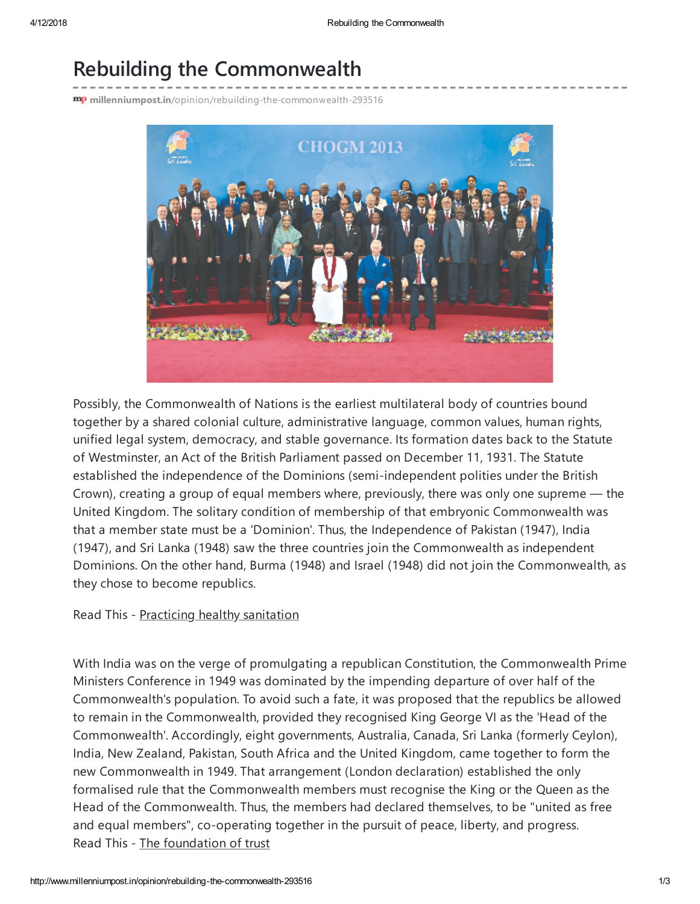# Rebuilding the Commonwealth

millenniumpost.in/opinion/rebuilding-the-commonwealth-293516

Possibly, the Commonwealth of Nations is the earliest multilateral body of countries bound together by a shared colonial culture, administrative language, common values, human rights, unified legal system, democracy, and stable governance. Its formation dates back to the Statute of Westminster, an Act of the British Parliament passed on December 11, 1931. The Statute established the independence of the Dominions (semi-independent polities under the British Crown), creating a group of equal members where, previously, there was only one supreme — the United Kingdom. The solitary condition of membership of that embryonic Commonwealth was that a member state must be a 'Dominion'. Thus, the Independence of Pakistan (1947), India (1947), and Sri Lanka (1948) saw the three countries join the Commonwealth as independent Dominions. On the other hand, Burma (1948) and Israel (1948) did not join the Commonwealth, as they chose to become republics.

Read This - Practicing healthy sanitation

With India was on the verge of promulgating a republican Constitution, the Commonwealth Prime Ministers Conference in 1949 was dominated by the impending departure of over half of the Commonwealth's population. To avoid such a fate, it was proposed that the republics be allowed to remain in the Commonwealth, provided they recognised King George VI as the 'Head of the Commonwealth'. Accordingly, eight governments, Australia, Canada, Sri Lanka (formerly Ceylon), India, New Zealand, Pakistan, South Africa and the United Kingdom, came together to form the new Commonwealth in 1949. That arrangement (London declaration) established the only formalised rule that the Commonwealth members must recognise the King or the Queen as the Head of the Commonwealth. Thus, the members had declared themselves, to be "united as free and equal members", co-operating together in the pursuit of peace, liberty, and progress.

Read This - The foundation of trust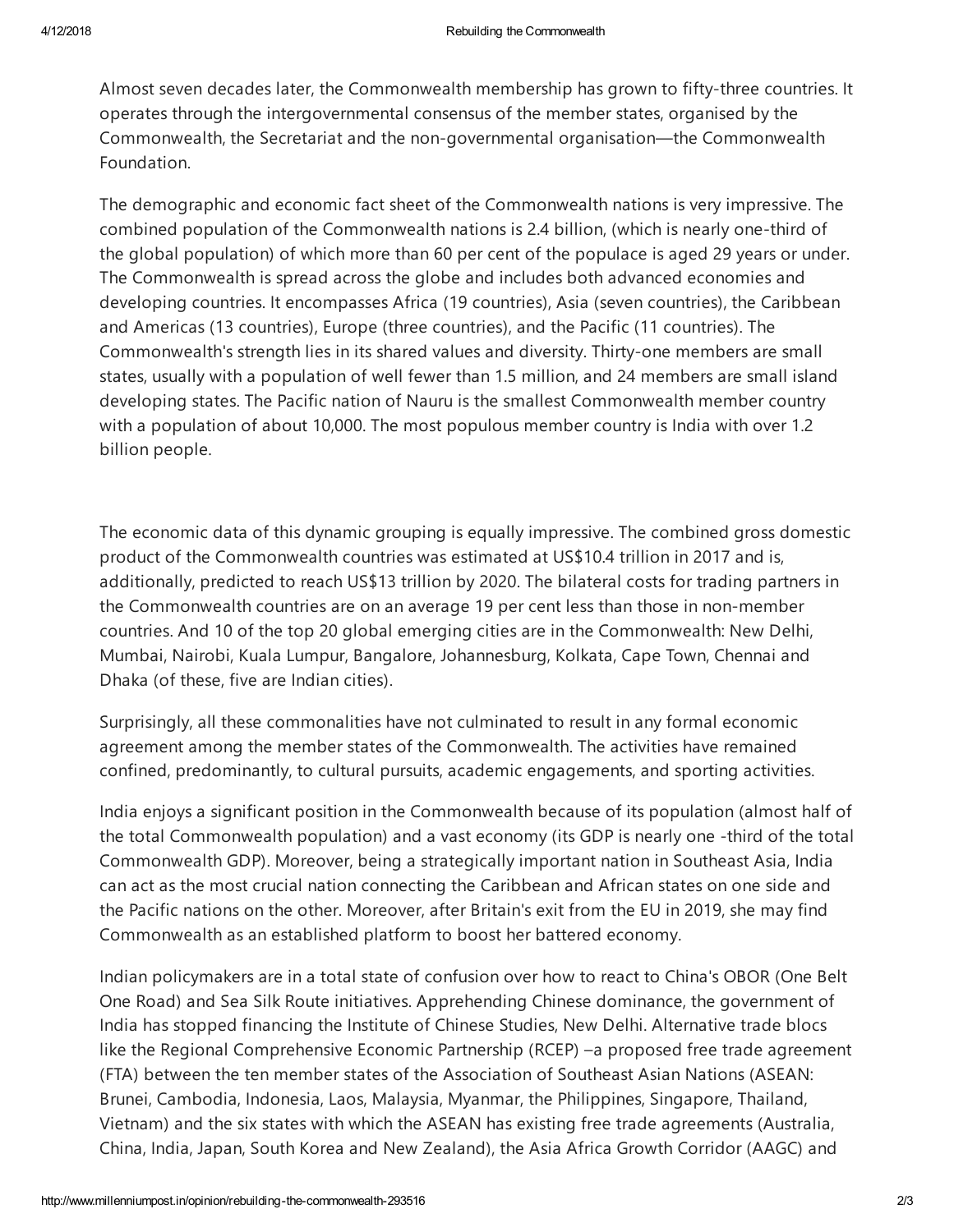Almost seven decades later, the Commonwealth membership has grown to fifty-three countries. It operates through the intergovernmental consensus of the member states, organised by the Commonwealth, the Secretariat and the non-governmental organisation—the Commonwealth Foundation.

The demographic and economic fact sheet of the Commonwealth nations is very impressive. The combined population of the Commonwealth nations is 2.4 billion, (which is nearly one-third of the global population) of which more than 60 per cent of the populace is aged 29 years or under. The Commonwealth is spread across the globe and includes both advanced economies and developing countries. It encompasses Africa (19 countries), Asia (seven countries), the Caribbean and Americas (13 countries), Europe (three countries), and the Pacific (11 countries). The Commonwealth's strength lies in its shared values and diversity. Thirty-one members are small states, usually with a population of well fewer than 1.5 million, and 24 members are small island developing states. The Pacific nation of Nauru is the smallest Commonwealth member country with a population of about 10,000. The most populous member country is India with over 1.2 billion people.

The economic data of this dynamic grouping is equally impressive. The combined gross domestic product of the Commonwealth countries was estimated at US$10.4 trillion in 2017 and is, additionally, predicted to reach US$13 trillion by 2020. The bilateral costs for trading partners in the Commonwealth countries are on an average 19 per cent less than those in non-member countries. And 10 of the top 20 global emerging cities are in the Commonwealth: New Delhi, Mumbai, Nairobi, Kuala Lumpur, Bangalore, Johannesburg, Kolkata, Cape Town, Chennai and Dhaka (of these, five are Indian cities).

Surprisingly, all these commonalities have not culminated to result in any formal economic agreement among the member states of the Commonwealth. The activities have remained confined, predominantly, to cultural pursuits, academic engagements, and sporting activities.

India enjoys a significant position in the Commonwealth because of its population (almost half of the total Commonwealth population) and a vast economy (its GDP is nearly one -third of the total Commonwealth GDP). Moreover, being a strategically important nation in Southeast Asia, India can act as the most crucial nation connecting the Caribbean and African states on one side and the Pacific nations on the other. Moreover, after Britain's exit from the EU in 2019, she may find Commonwealth as an established platform to boost her battered economy.

Indian policymakers are in a total state of confusion over how to react to China's OBOR (One Belt One Road) and Sea Silk Route initiatives. Apprehending Chinese dominance, the government of India has stopped financing the Institute of Chinese Studies, New Delhi. Alternative trade blocs like the Regional Comprehensive Economic Partnership (RCEP) –a proposed free trade agreement (FTA) between the ten member states of the Association of Southeast Asian Nations (ASEAN: Brunei, Cambodia, Indonesia, Laos, Malaysia, Myanmar, the Philippines, Singapore, Thailand, Vietnam) and the six states with which the ASEAN has existing free trade agreements (Australia, China, India, Japan, South Korea and New Zealand), the Asia Africa Growth Corridor (AAGC) and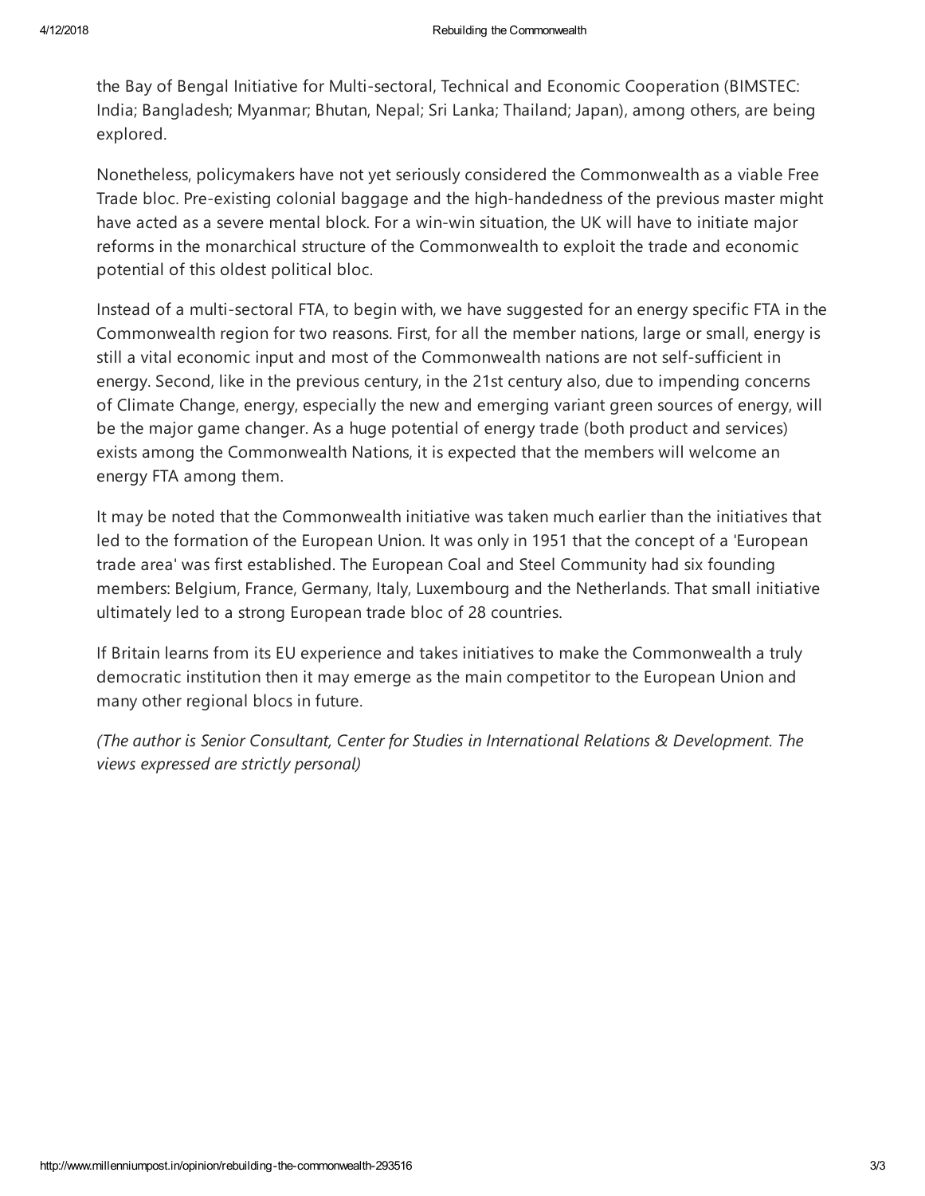the Bay of Bengal Initiative for Multi-sectoral, Technical and Economic Cooperation (BIMSTEC: India; Bangladesh; Myanmar; Bhutan, Nepal; Sri Lanka; Thailand; Japan), among others, are being explored.

Nonetheless, policymakers have not yet seriously considered the Commonwealth as a viable Free Trade bloc. Pre-existing colonial baggage and the high-handedness of the previous master might have acted as a severe mental block. For a win-win situation, the UK will have to initiate major reforms in the monarchical structure of the Commonwealth to exploit the trade and economic potential of this oldest political bloc.

Instead of a multi-sectoral FTA, to begin with, we have suggested for an energy specific FTA in the Commonwealth region for two reasons. First, for all the member nations, large or small, energy is still a vital economic input and most of the Commonwealth nations are not self-sufficient in energy. Second, like in the previous century, in the 21st century also, due to impending concerns of Climate Change, energy, especially the new and emerging variant green sources of energy, will be the major game changer. As a huge potential of energy trade (both product and services) exists among the Commonwealth Nations, it is expected that the members will welcome an energy FTA among them.

It may be noted that the Commonwealth initiative was taken much earlier than the initiatives that led to the formation of the European Union. It was only in 1951 that the concept of a 'European trade area' was first established. The European Coal and Steel Community had six founding members: Belgium, France, Germany, Italy, Luxembourg and the Netherlands. That small initiative ultimately led to a strong European trade bloc of 28 countries.

If Britain learns from its EU experience and takes initiatives to make the Commonwealth a truly democratic institution then it may emerge as the main competitor to the European Union and many other regional blocs in future.

*(The author is Senior Consultant, Center for Studies in International Relations & Development. The views expressed are strictly personal)*